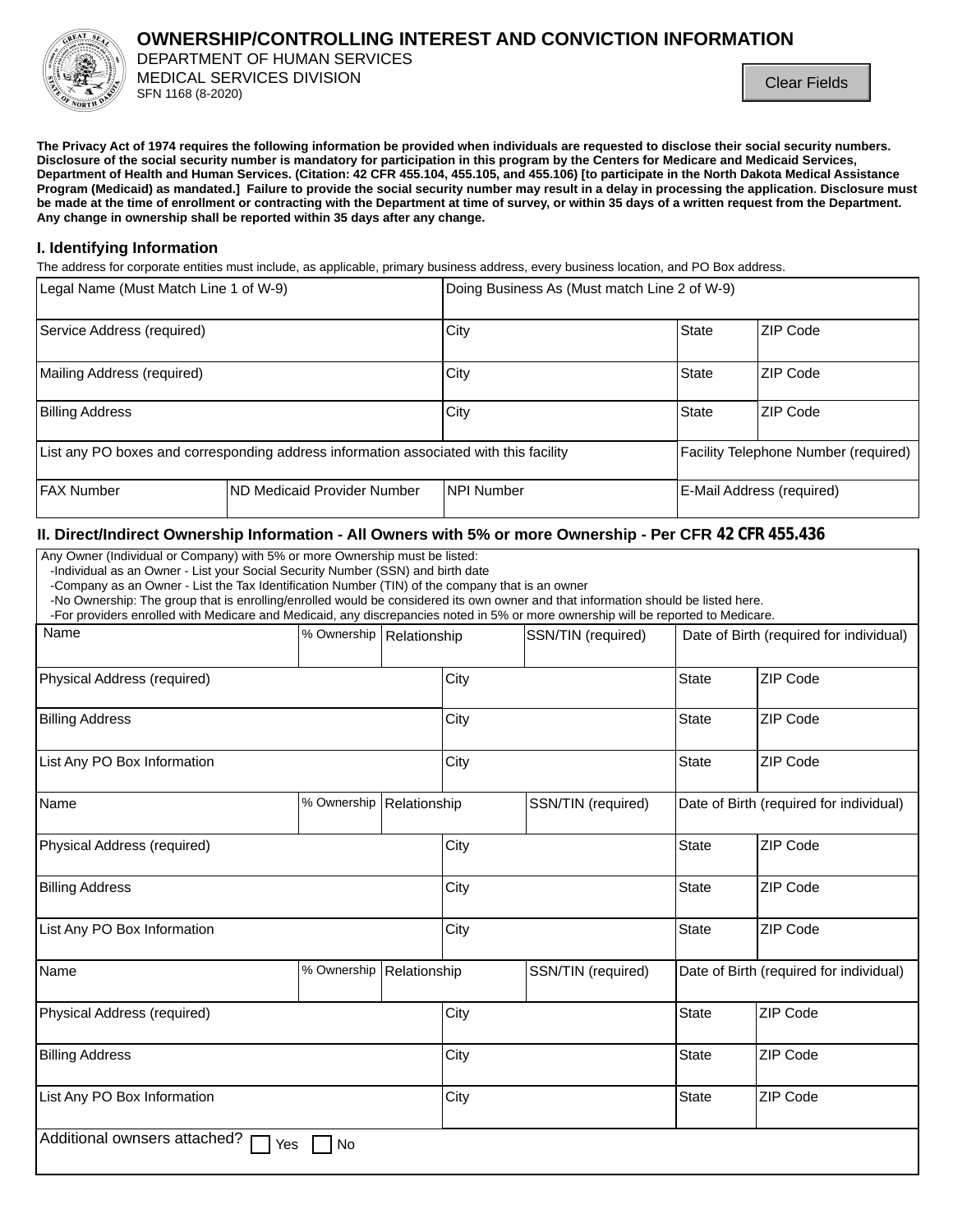# OWNERSHIP/CONTROLLING INTEREST AND CONVICTION INFORMATION

DEPARTMENT OF HUMAN SERVICES
MEDICAL SERVICES DIVISION
SFN 1168 (8-2020)

Clear Fields

**The Privacy Act of 1974 requires the following information be provided when individuals are requested to disclose their social security numbers. Disclosure of the social security number is mandatory for participation in this program by the Centers for Medicare and Medicaid Services, Department of Health and Human Services. (Citation: 42 CFR 455.104, 455.105, and 455.106) [to participate in the North Dakota Medical Assistance Program (Medicaid) as mandated.] Failure to provide the social security number may result in a delay in processing the application. Disclosure must be made at the time of enrollment or contracting with the Department at time of survey, or within 35 days of a written request from the Department. Any change in ownership shall be reported within 35 days after any change.**

## I. Identifying Information

The address for corporate entities must include, as applicable, primary business address, every business location, and PO Box address.

| Legal Name (Must Match Line 1 of W-9) | | Doing Business As (Must match Line 2 of W-9) | | |
|---|---|---|---|---|
| Service Address (required) | | City | State | ZIP Code |
| Mailing Address (required) | | City | State | ZIP Code |
| Billing Address | | City | State | ZIP Code |
| List any PO boxes and corresponding address information associated with this facility | | | Facility Telephone Number (required) | |
| FAX Number | ND Medicaid Provider Number | NPI Number | E-Mail Address (required) | |

## II. Direct/Indirect Ownership Information - All Owners with 5% or more Ownership - Per CFR 42 CFR 455.436

Any Owner (Individual or Company) with 5% or more Ownership must be listed:
- Individual as an Owner - List your Social Security Number (SSN) and birth date
- Company as an Owner - List the Tax Identification Number (TIN) of the company that is an owner
- No Ownership: The group that is enrolling/enrolled would be considered its own owner and that information should be listed here.
- For providers enrolled with Medicare and Medicaid, any discrepancies noted in 5% or more ownership will be reported to Medicare.

| Name | % Ownership | Relationship | SSN/TIN (required) | Date of Birth (required for individual) | |
|---|---|---|---|---|---|
| Physical Address (required) | | City | | State | ZIP Code |
| Billing Address | | City | | State | ZIP Code |
| List Any PO Box Information | | City | | State | ZIP Code |
| Name | % Ownership | Relationship | SSN/TIN (required) | Date of Birth (required for individual) | |
| Physical Address (required) | | City | | State | ZIP Code |
| Billing Address | | City | | State | ZIP Code |
| List Any PO Box Information | | City | | State | ZIP Code |
| Name | % Ownership | Relationship | SSN/TIN (required) | Date of Birth (required for individual) | |
| Physical Address (required) | | City | | State | ZIP Code |
| Billing Address | | City | | State | ZIP Code |
| List Any PO Box Information | | City | | State | ZIP Code |

Additional ownsers attached? ☐ Yes ☐ No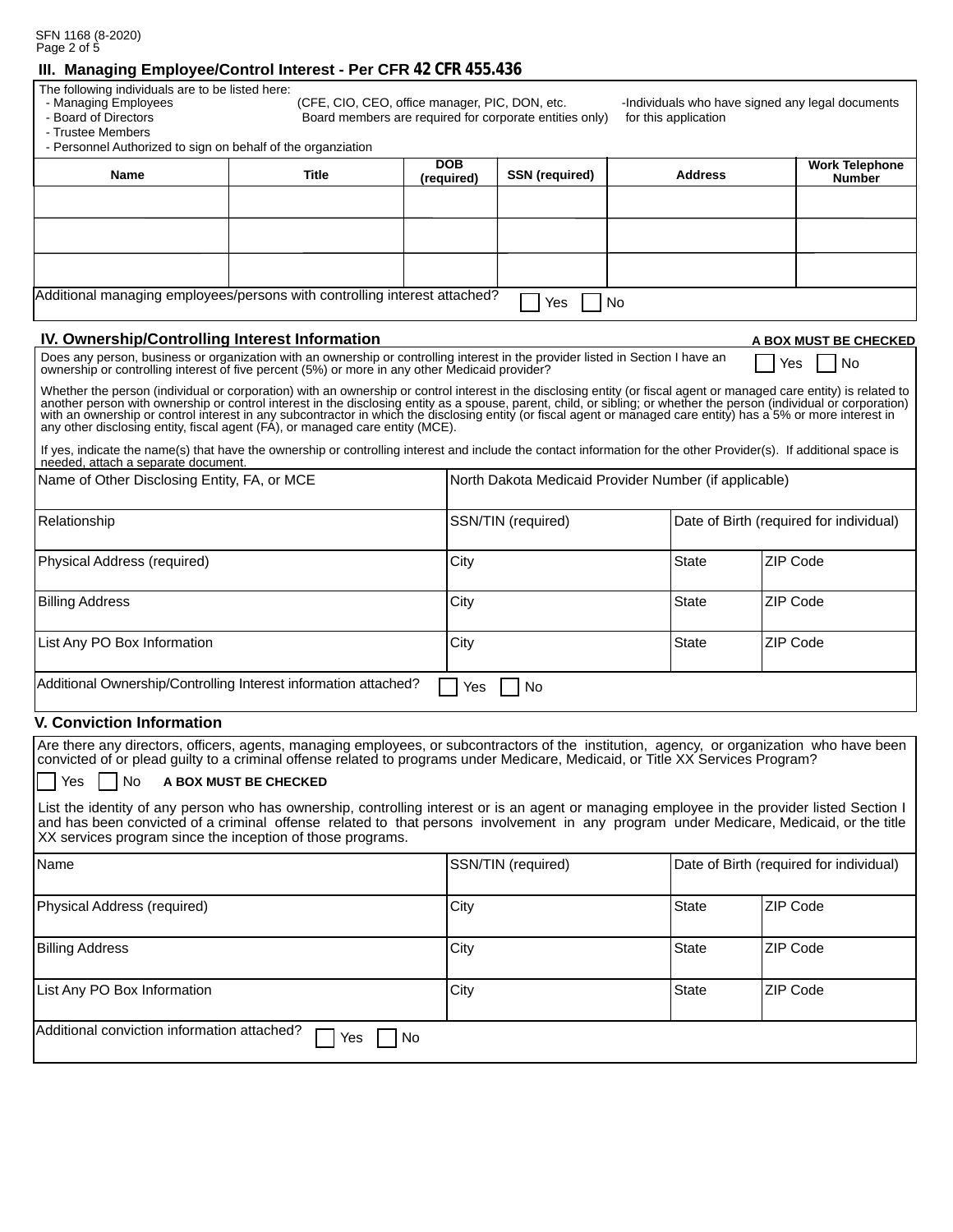SFN 1168 (8-2020)

## III. Managing Employee/Control Interest - Per CFR 42 CFR 455.436

The following individuals are to be listed here:

- Managing Employees (CFE, CIO, CEO, office manager, PIC, DON, etc.
- Board of Directors Board members are required for corporate entities only)
- Trustee Members
- Personnel Authorized to sign on behalf of the organziation

-Individuals who have signed any legal documents for this application

| Name | Title | DOB (required) | SSN (required) | Address | Work Telephone Number |
|---|---|---|---|---|---|
| | | | | | |
| | | | | | |
| | | | | | |

Additional managing employees/persons with controlling interest attached? ☐ Yes ☐ No

## IV. Ownership/Controlling Interest Information

**A BOX MUST BE CHECKED**

Does any person, business or organization with an ownership or controlling interest in the provider listed in Section I have an ownership or controlling interest of five percent (5%) or more in any other Medicaid provider? ☐ Yes ☐ No

Whether the person (individual or corporation) with an ownership or control interest in the disclosing entity (or fiscal agent or managed care entity) is related to another person with ownership or control interest in the disclosing entity as a spouse, parent, child, or sibling; or whether the person (individual or corporation) with an ownership or control interest in any subcontractor in which the disclosing entity (or fiscal agent or managed care entity) has a 5% or more interest in any other disclosing entity, fiscal agent (FA), or managed care entity (MCE).

If yes, indicate the name(s) that have the ownership or controlling interest and include the contact information for the other Provider(s). If additional space is needed, attach a separate document.

| Name of Other Disclosing Entity, FA, or MCE | North Dakota Medicaid Provider Number (if applicable) | | |
|---|---|---|---|
| Relationship | SSN/TIN (required) | Date of Birth (required for individual) | |
| Physical Address (required) | City | State | ZIP Code |
| Billing Address | City | State | ZIP Code |
| List Any PO Box Information | City | State | ZIP Code |

Additional Ownership/Controlling Interest information attached? ☐ Yes ☐ No

## V. Conviction Information

Are there any directors, officers, agents, managing employees, or subcontractors of the institution, agency, or organization who have been convicted of or plead guilty to a criminal offense related to programs under Medicare, Medicaid, or Title XX Services Program?

☐ Yes ☐ No **A BOX MUST BE CHECKED**

List the identity of any person who has ownership, controlling interest or is an agent or managing employee in the provider listed Section I and has been convicted of a criminal offense related to that persons involvement in any program under Medicare, Medicaid, or the title XX services program since the inception of those programs.

| Name | SSN/TIN (required) | Date of Birth (required for individual) | |
|---|---|---|---|
| Physical Address (required) | City | State | ZIP Code |
| Billing Address | City | State | ZIP Code |
| List Any PO Box Information | City | State | ZIP Code |

Additional conviction information attached? ☐ Yes ☐ No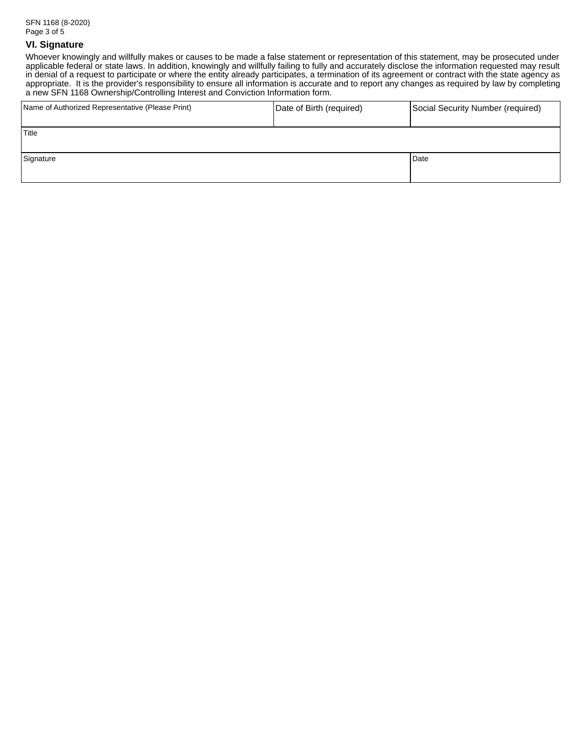## VI. Signature

Whoever knowingly and willfully makes or causes to be made a false statement or representation of this statement, may be prosecuted under applicable federal or state laws. In addition, knowingly and willfully failing to fully and accurately disclose the information requested may result in denial of a request to participate or where the entity already participates, a termination of its agreement or contract with the state agency as appropriate. It is the provider's responsibility to ensure all information is accurate and to report any changes as required by law by completing a new SFN 1168 Ownership/Controlling Interest and Conviction Information form.

| Name of Authorized Representative (Please Print) | Date of Birth (required) | Social Security Number (required) |
|---|---|---|
| | | |

| Title |
|---|
| |

| Signature | Date |
|---|---|
| | |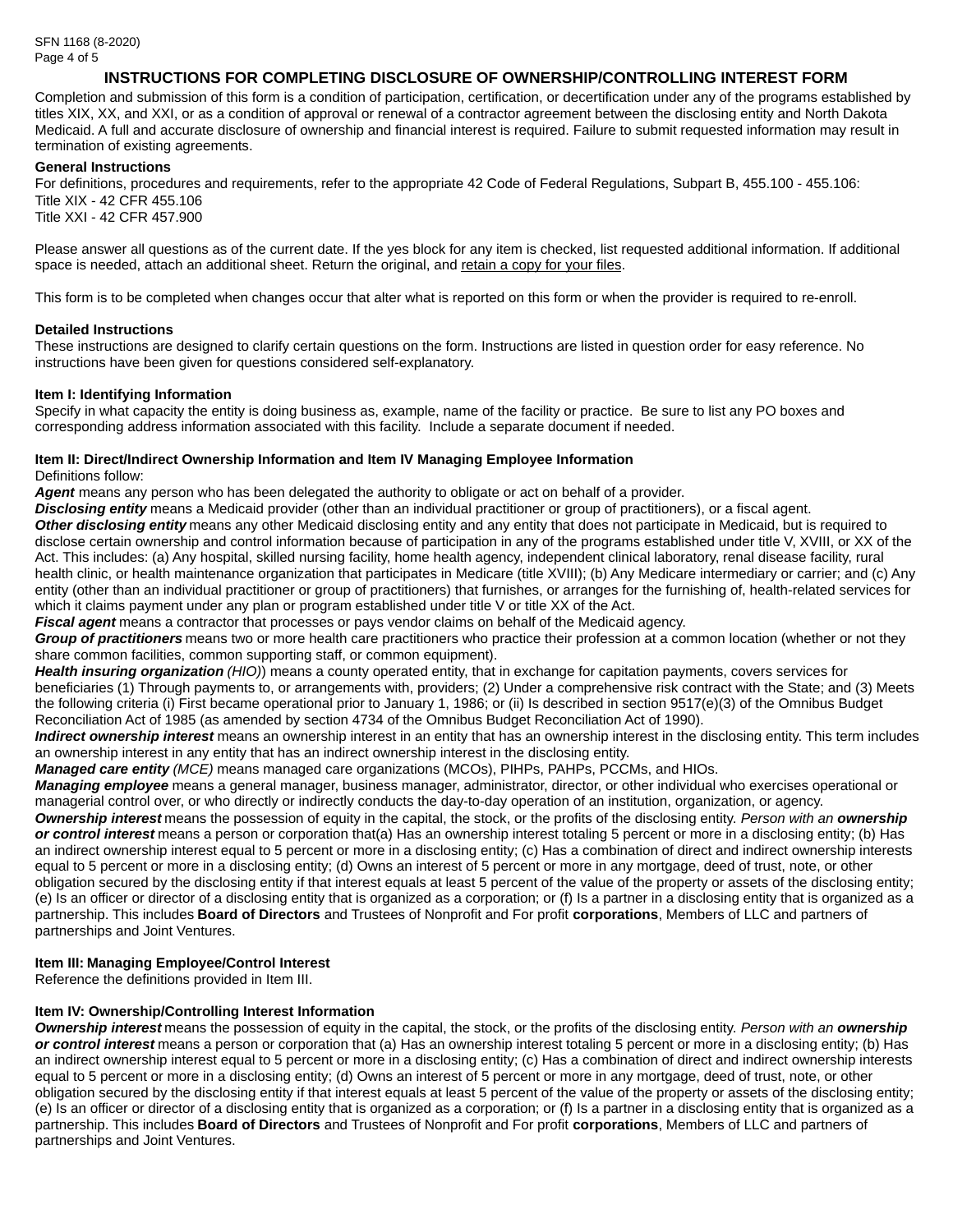## INSTRUCTIONS FOR COMPLETING DISCLOSURE OF OWNERSHIP/CONTROLLING INTEREST FORM

Completion and submission of this form is a condition of participation, certification, or decertification under any of the programs established by titles XIX, XX, and XXI, or as a condition of approval or renewal of a contractor agreement between the disclosing entity and North Dakota Medicaid. A full and accurate disclosure of ownership and financial interest is required. Failure to submit requested information may result in termination of existing agreements.

**General Instructions**

For definitions, procedures and requirements, refer to the appropriate 42 Code of Federal Regulations, Subpart B, 455.100 - 455.106:
Title XIX - 42 CFR 455.106
Title XXI - 42 CFR 457.900

Please answer all questions as of the current date. If the yes block for any item is checked, list requested additional information. If additional space is needed, attach an additional sheet. Return the original, and retain a copy for your files.

This form is to be completed when changes occur that alter what is reported on this form or when the provider is required to re-enroll.

**Detailed Instructions**

These instructions are designed to clarify certain questions on the form. Instructions are listed in question order for easy reference. No instructions have been given for questions considered self-explanatory.

**Item I: Identifying Information**

Specify in what capacity the entity is doing business as, example, name of the facility or practice. Be sure to list any PO boxes and corresponding address information associated with this facility. Include a separate document if needed.

**Item II: Direct/Indirect Ownership Information and Item IV Managing Employee Information**

Definitions follow:

***Agent*** means any person who has been delegated the authority to obligate or act on behalf of a provider.

***Disclosing entity*** means a Medicaid provider (other than an individual practitioner or group of practitioners), or a fiscal agent.

***Other disclosing entity*** means any other Medicaid disclosing entity and any entity that does not participate in Medicaid, but is required to disclose certain ownership and control information because of participation in any of the programs established under title V, XVIII, or XX of the Act. This includes: (a) Any hospital, skilled nursing facility, home health agency, independent clinical laboratory, renal disease facility, rural health clinic, or health maintenance organization that participates in Medicare (title XVIII); (b) Any Medicare intermediary or carrier; and (c) Any entity (other than an individual practitioner or group of practitioners) that furnishes, or arranges for the furnishing of, health-related services for which it claims payment under any plan or program established under title V or title XX of the Act.

***Fiscal agent*** means a contractor that processes or pays vendor claims on behalf of the Medicaid agency.

***Group of practitioners*** means two or more health care practitioners who practice their profession at a common location (whether or not they share common facilities, common supporting staff, or common equipment).

***Health insuring organization*** *(HIO)*) means a county operated entity, that in exchange for capitation payments, covers services for beneficiaries (1) Through payments to, or arrangements with, providers; (2) Under a comprehensive risk contract with the State; and (3) Meets the following criteria (i) First became operational prior to January 1, 1986; or (ii) Is described in section 9517(e)(3) of the Omnibus Budget Reconciliation Act of 1985 (as amended by section 4734 of the Omnibus Budget Reconciliation Act of 1990).

***Indirect ownership interest*** means an ownership interest in an entity that has an ownership interest in the disclosing entity. This term includes an ownership interest in any entity that has an indirect ownership interest in the disclosing entity.

***Managed care entity*** *(MCE)* means managed care organizations (MCOs), PIHPs, PAHPs, PCCMs, and HIOs.

***Managing employee*** means a general manager, business manager, administrator, director, or other individual who exercises operational or managerial control over, or who directly or indirectly conducts the day-to-day operation of an institution, organization, or agency.

***Ownership interest*** means the possession of equity in the capital, the stock, or the profits of the disclosing entity. *Person with an* ***ownership or control interest*** means a person or corporation that(a) Has an ownership interest totaling 5 percent or more in a disclosing entity; (b) Has an indirect ownership interest equal to 5 percent or more in a disclosing entity; (c) Has a combination of direct and indirect ownership interests equal to 5 percent or more in a disclosing entity; (d) Owns an interest of 5 percent or more in any mortgage, deed of trust, note, or other obligation secured by the disclosing entity if that interest equals at least 5 percent of the value of the property or assets of the disclosing entity; (e) Is an officer or director of a disclosing entity that is organized as a corporation; or (f) Is a partner in a disclosing entity that is organized as a partnership. This includes **Board of Directors** and Trustees of Nonprofit and For profit **corporations**, Members of LLC and partners of partnerships and Joint Ventures.

**Item III: Managing Employee/Control Interest**

Reference the definitions provided in Item III.

**Item IV: Ownership/Controlling Interest Information**

***Ownership interest*** means the possession of equity in the capital, the stock, or the profits of the disclosing entity. *Person with an* ***ownership or control interest*** means a person or corporation that (a) Has an ownership interest totaling 5 percent or more in a disclosing entity; (b) Has an indirect ownership interest equal to 5 percent or more in a disclosing entity; (c) Has a combination of direct and indirect ownership interests equal to 5 percent or more in a disclosing entity; (d) Owns an interest of 5 percent or more in any mortgage, deed of trust, note, or other obligation secured by the disclosing entity if that interest equals at least 5 percent of the value of the property or assets of the disclosing entity; (e) Is an officer or director of a disclosing entity that is organized as a corporation; or (f) Is a partner in a disclosing entity that is organized as a partnership. This includes **Board of Directors** and Trustees of Nonprofit and For profit **corporations**, Members of LLC and partners of partnerships and Joint Ventures.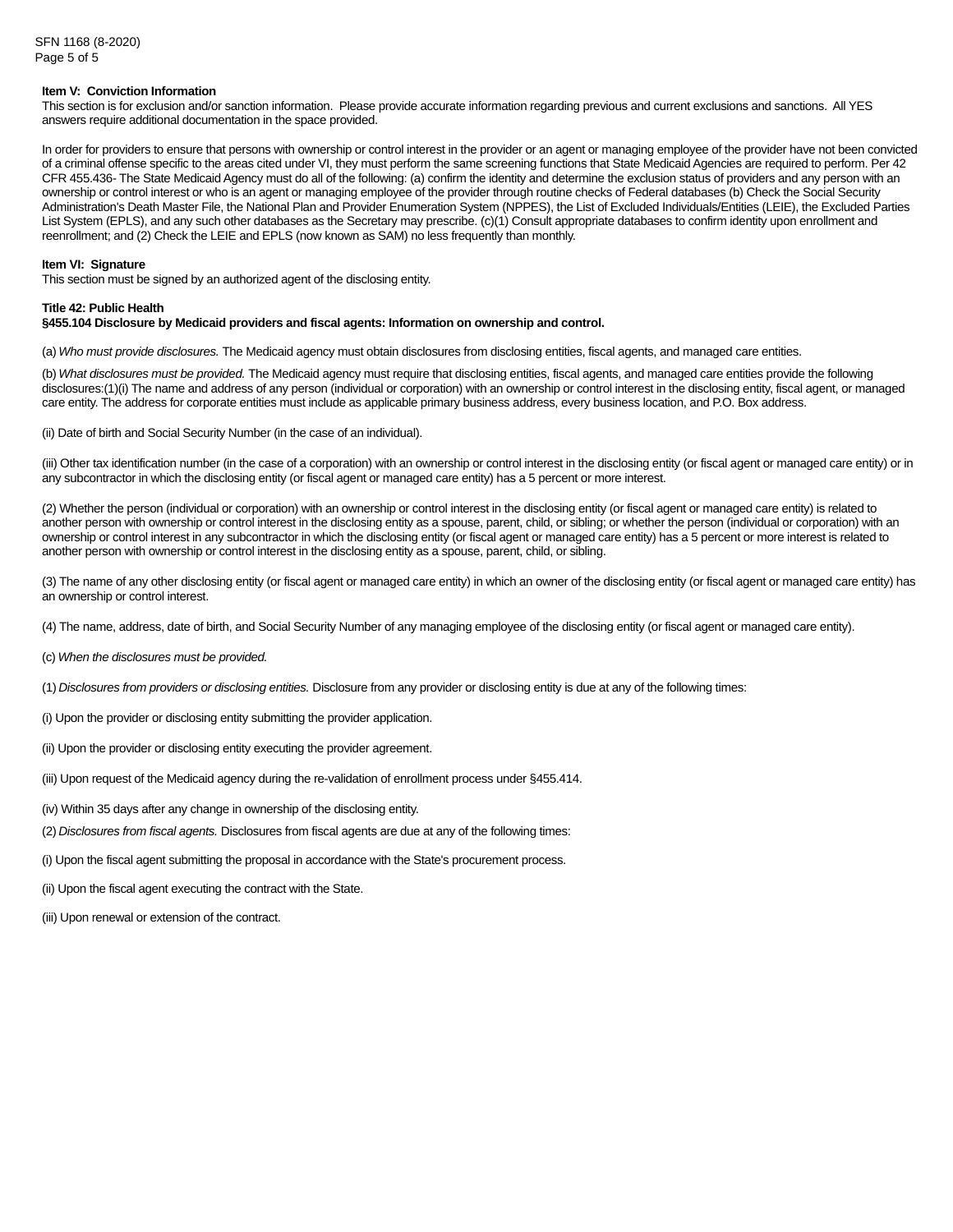**Item V: Conviction Information**

This section is for exclusion and/or sanction information. Please provide accurate information regarding previous and current exclusions and sanctions. All YES answers require additional documentation in the space provided.

In order for providers to ensure that persons with ownership or control interest in the provider or an agent or managing employee of the provider have not been convicted of a criminal offense specific to the areas cited under VI, they must perform the same screening functions that State Medicaid Agencies are required to perform. Per 42 CFR 455.436- The State Medicaid Agency must do all of the following: (a) confirm the identity and determine the exclusion status of providers and any person with an ownership or control interest or who is an agent or managing employee of the provider through routine checks of Federal databases (b) Check the Social Security Administration's Death Master File, the National Plan and Provider Enumeration System (NPPES), the List of Excluded Individuals/Entities (LEIE), the Excluded Parties List System (EPLS), and any such other databases as the Secretary may prescribe. (c)(1) Consult appropriate databases to confirm identity upon enrollment and reenrollment; and (2) Check the LEIE and EPLS (now known as SAM) no less frequently than monthly.

**Item VI: Signature**

This section must be signed by an authorized agent of the disclosing entity.

**Title 42: Public Health**
**§455.104 Disclosure by Medicaid providers and fiscal agents: Information on ownership and control.**

(a) *Who must provide disclosures.* The Medicaid agency must obtain disclosures from disclosing entities, fiscal agents, and managed care entities.

(b) *What disclosures must be provided.* The Medicaid agency must require that disclosing entities, fiscal agents, and managed care entities provide the following disclosures:(1)(i) The name and address of any person (individual or corporation) with an ownership or control interest in the disclosing entity, fiscal agent, or managed care entity. The address for corporate entities must include as applicable primary business address, every business location, and P.O. Box address.

(ii) Date of birth and Social Security Number (in the case of an individual).

(iii) Other tax identification number (in the case of a corporation) with an ownership or control interest in the disclosing entity (or fiscal agent or managed care entity) or in any subcontractor in which the disclosing entity (or fiscal agent or managed care entity) has a 5 percent or more interest.

(2) Whether the person (individual or corporation) with an ownership or control interest in the disclosing entity (or fiscal agent or managed care entity) is related to another person with ownership or control interest in the disclosing entity as a spouse, parent, child, or sibling; or whether the person (individual or corporation) with an ownership or control interest in any subcontractor in which the disclosing entity (or fiscal agent or managed care entity) has a 5 percent or more interest is related to another person with ownership or control interest in the disclosing entity as a spouse, parent, child, or sibling.

(3) The name of any other disclosing entity (or fiscal agent or managed care entity) in which an owner of the disclosing entity (or fiscal agent or managed care entity) has an ownership or control interest.

(4) The name, address, date of birth, and Social Security Number of any managing employee of the disclosing entity (or fiscal agent or managed care entity).

(c) *When the disclosures must be provided.*

(1) *Disclosures from providers or disclosing entities.* Disclosure from any provider or disclosing entity is due at any of the following times:

(i) Upon the provider or disclosing entity submitting the provider application.

(ii) Upon the provider or disclosing entity executing the provider agreement.

(iii) Upon request of the Medicaid agency during the re-validation of enrollment process under §455.414.

(iv) Within 35 days after any change in ownership of the disclosing entity.

(2) *Disclosures from fiscal agents.* Disclosures from fiscal agents are due at any of the following times:

(i) Upon the fiscal agent submitting the proposal in accordance with the State's procurement process.

(ii) Upon the fiscal agent executing the contract with the State.

(iii) Upon renewal or extension of the contract.